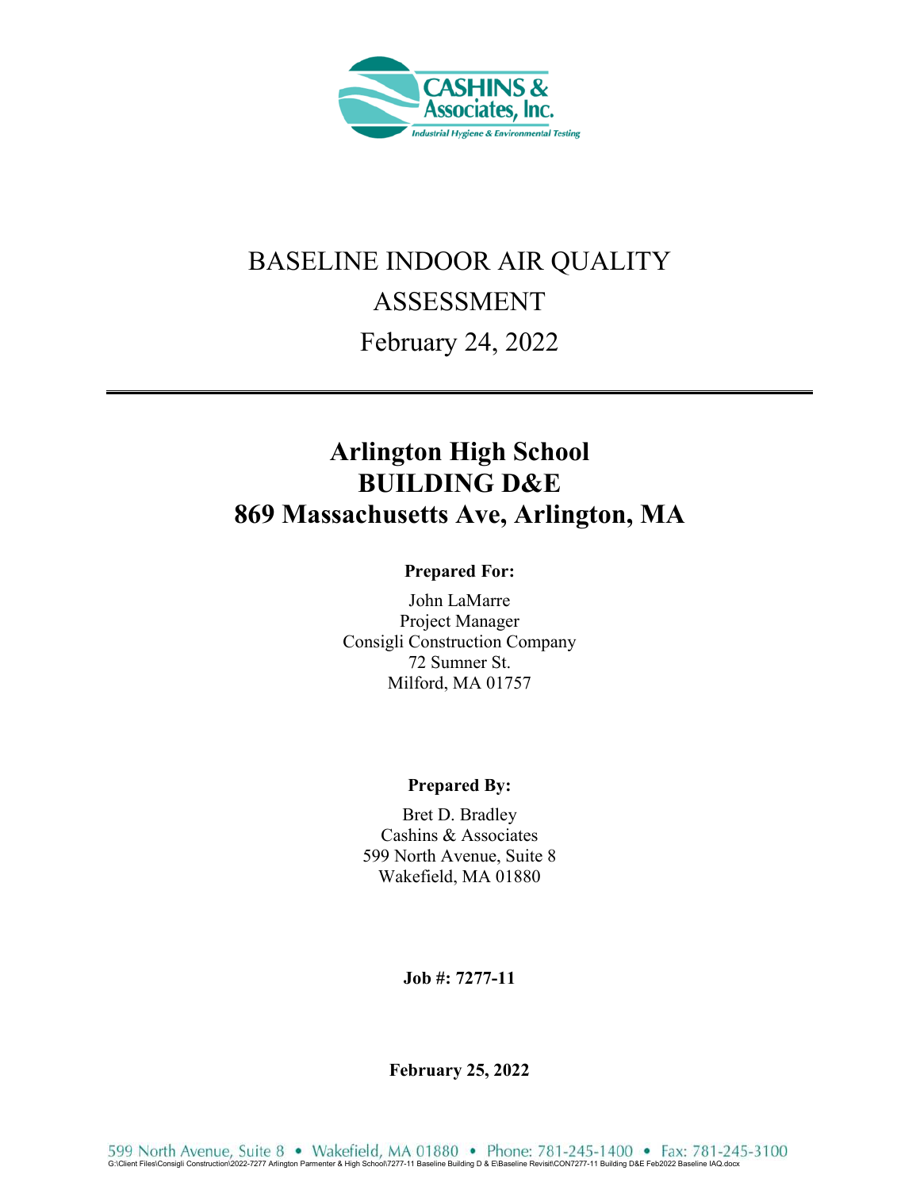# BASELINE INDOOR AIR QUALITY ASSESSMENT

February 24, 2022

---

## Arlington High School
## BUILDING D&E
## 869 Massachusetts Ave, Arlington, MA

**Prepared For:**

John LaMarre
Project Manager
Consigli Construction Company
72 Sumner St.
Milford, MA 01757

**Prepared By:**

Bret D. Bradley
Cashins & Associates
599 North Avenue, Suite 8
Wakefield, MA 01880

**Job #: 7277-11**

**February 25, 2022**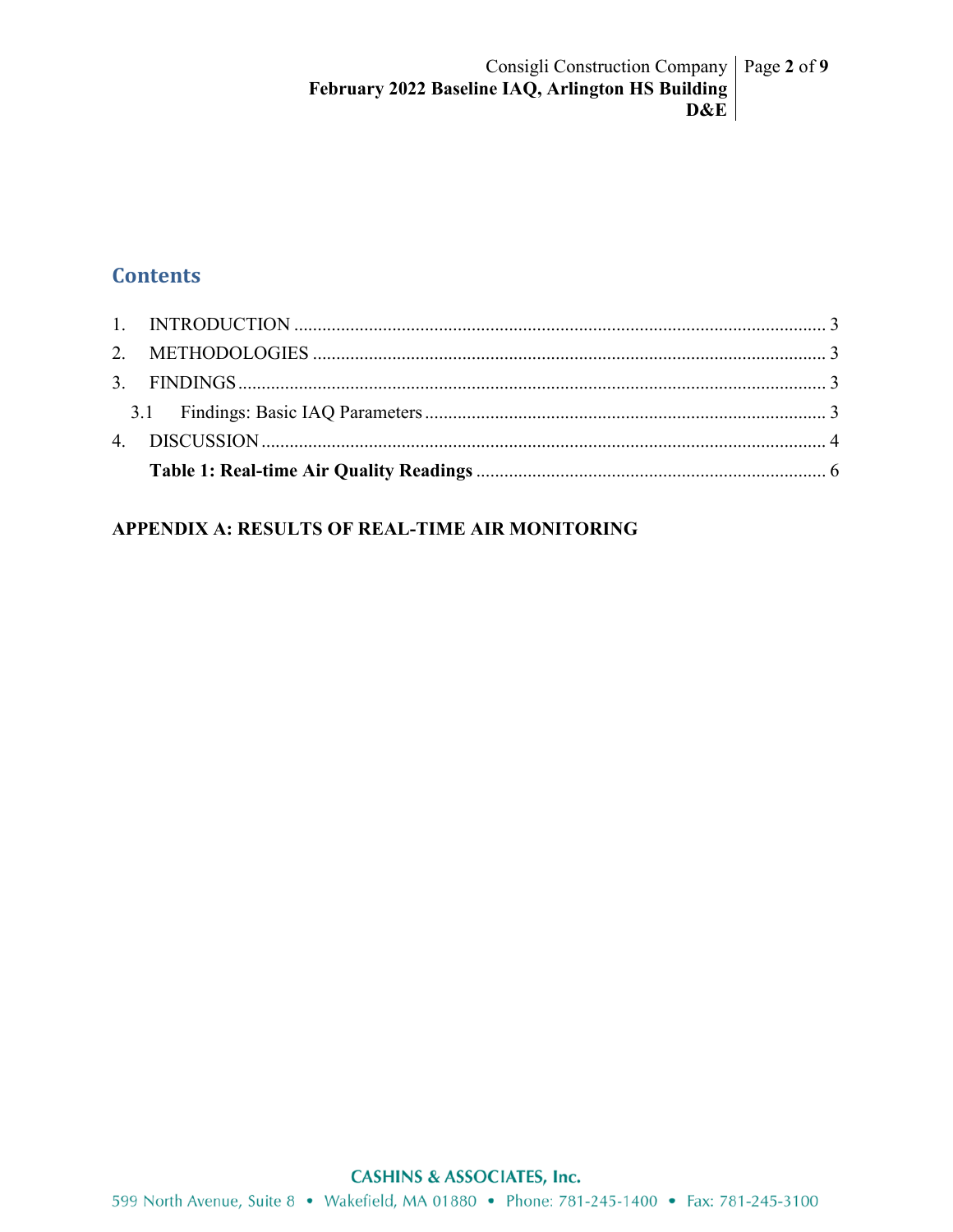## Contents

1. INTRODUCTION ........................................................................................................ 3
2. METHODOLOGIES .................................................................................................. 3
3. FINDINGS .................................................................................................................. 3
   3.1 Findings: Basic IAQ Parameters ........................................................................ 3
4. DISCUSSION ............................................................................................................. 4
   **Table 1: Real-time Air Quality Readings** ............................................................ 6

**APPENDIX A: RESULTS OF REAL-TIME AIR MONITORING**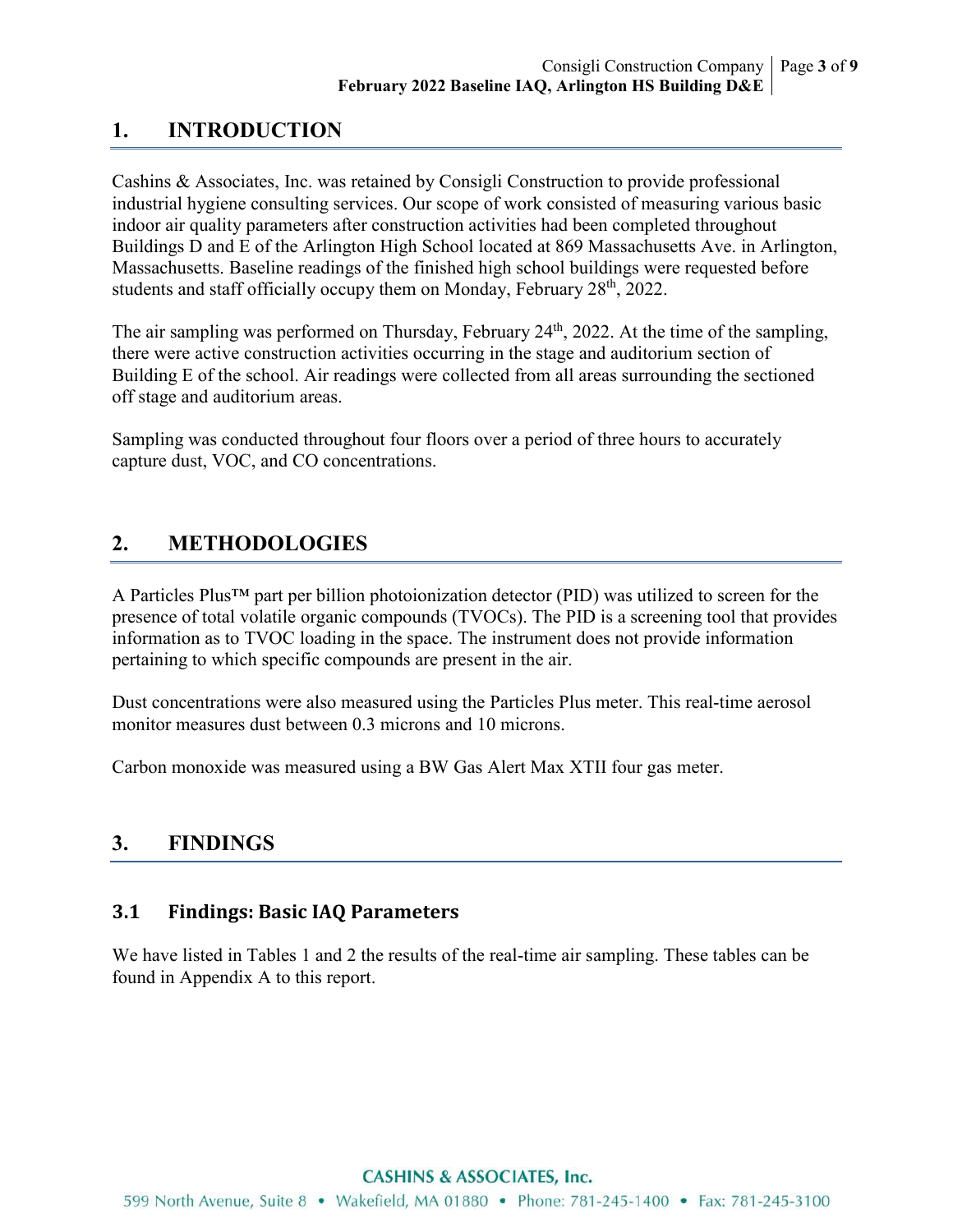# 1. INTRODUCTION

Cashins & Associates, Inc. was retained by Consigli Construction to provide professional industrial hygiene consulting services. Our scope of work consisted of measuring various basic indoor air quality parameters after construction activities had been completed throughout Buildings D and E of the Arlington High School located at 869 Massachusetts Ave. in Arlington, Massachusetts. Baseline readings of the finished high school buildings were requested before students and staff officially occupy them on Monday, February 28th, 2022.

The air sampling was performed on Thursday, February 24th, 2022. At the time of the sampling, there were active construction activities occurring in the stage and auditorium section of Building E of the school. Air readings were collected from all areas surrounding the sectioned off stage and auditorium areas.

Sampling was conducted throughout four floors over a period of three hours to accurately capture dust, VOC, and CO concentrations.

# 2. METHODOLOGIES

A Particles Plus™ part per billion photoionization detector (PID) was utilized to screen for the presence of total volatile organic compounds (TVOCs). The PID is a screening tool that provides information as to TVOC loading in the space. The instrument does not provide information pertaining to which specific compounds are present in the air.

Dust concentrations were also measured using the Particles Plus meter. This real-time aerosol monitor measures dust between 0.3 microns and 10 microns.

Carbon monoxide was measured using a BW Gas Alert Max XTII four gas meter.

# 3. FINDINGS

## 3.1 Findings: Basic IAQ Parameters

We have listed in Tables 1 and 2 the results of the real-time air sampling. These tables can be found in Appendix A to this report.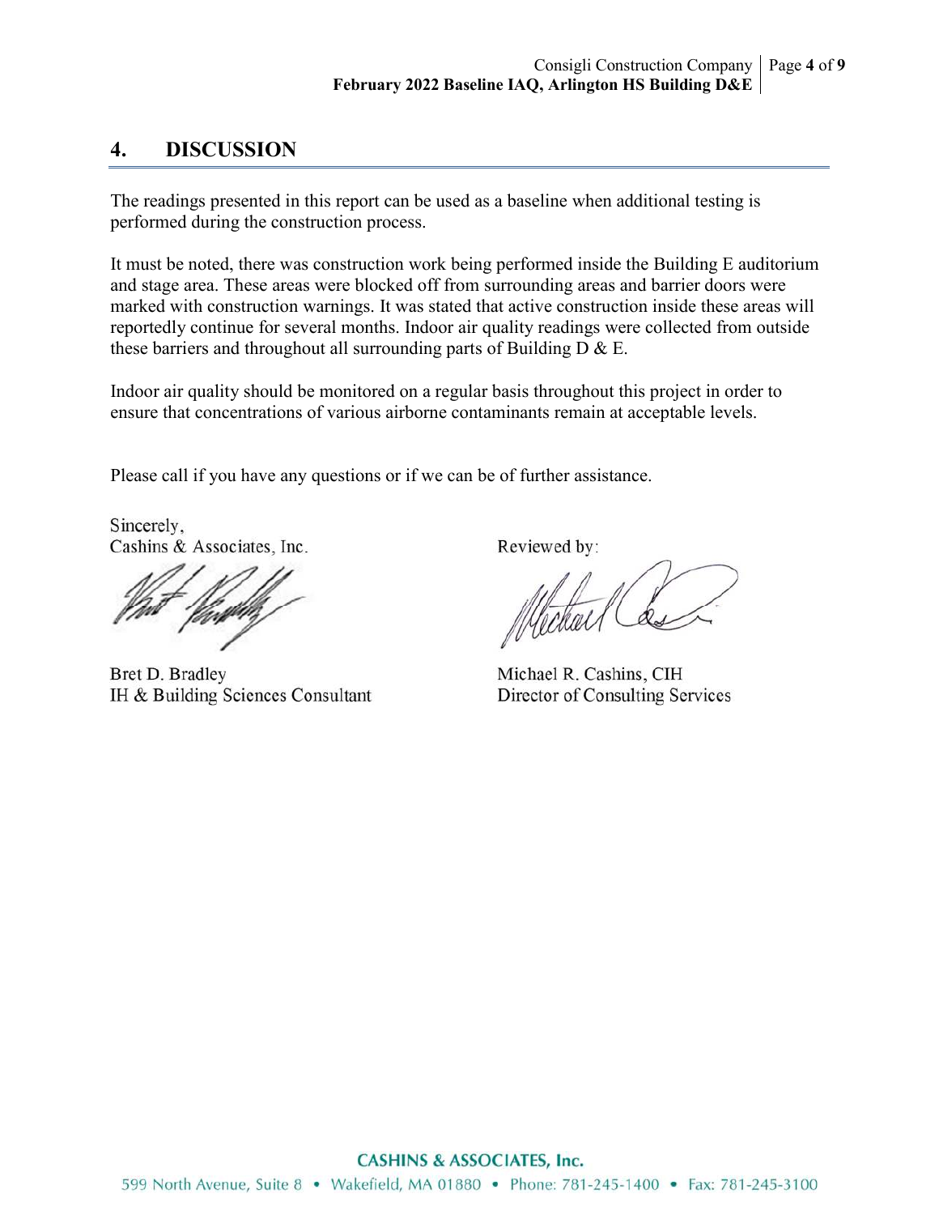## 4. DISCUSSION

The readings presented in this report can be used as a baseline when additional testing is performed during the construction process.

It must be noted, there was construction work being performed inside the Building E auditorium and stage area. These areas were blocked off from surrounding areas and barrier doors were marked with construction warnings. It was stated that active construction inside these areas will reportedly continue for several months. Indoor air quality readings were collected from outside these barriers and throughout all surrounding parts of Building D & E.

Indoor air quality should be monitored on a regular basis throughout this project in order to ensure that concentrations of various airborne contaminants remain at acceptable levels.

Please call if you have any questions or if we can be of further assistance.

Sincerely,
Cashins & Associates, Inc.

Bret D. Bradley
IH & Building Sciences Consultant

Reviewed by:

Michael R. Cashins, CIH
Director of Consulting Services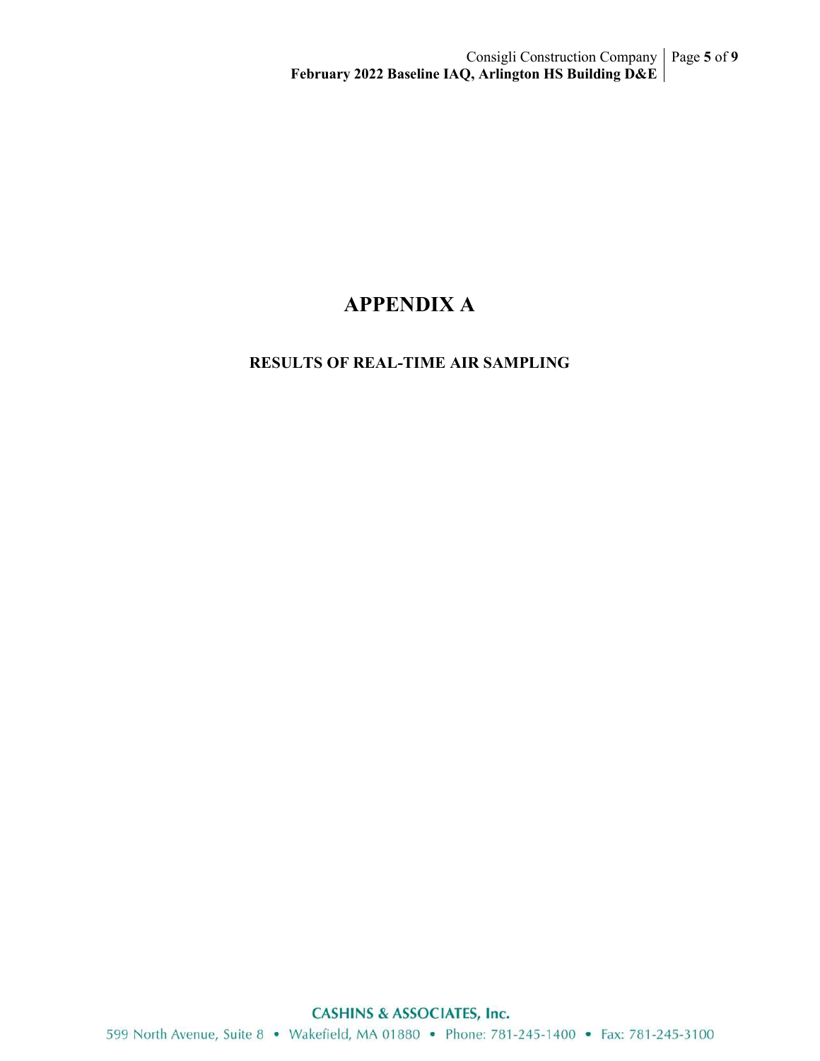# APPENDIX A

## RESULTS OF REAL-TIME AIR SAMPLING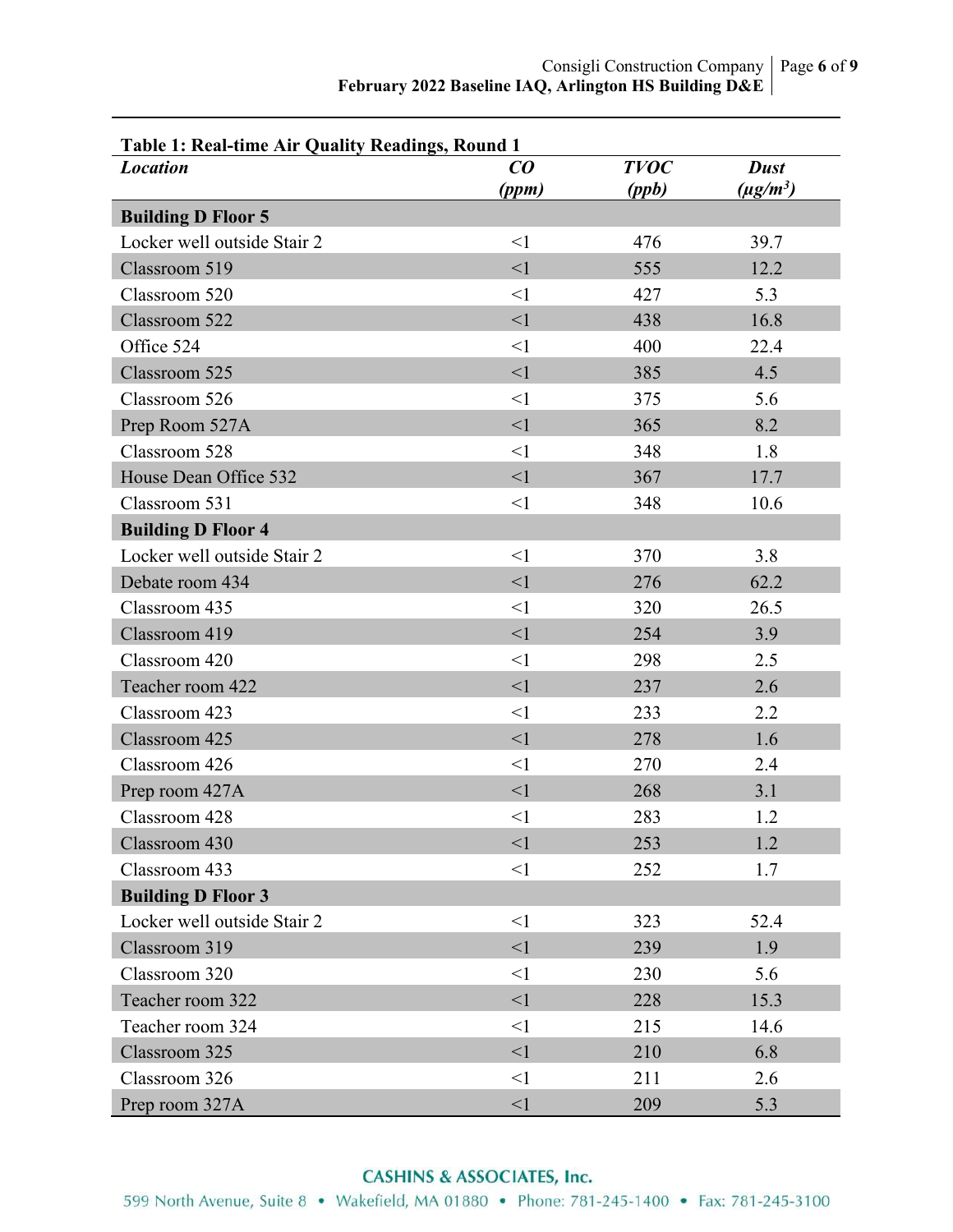**Table 1: Real-time Air Quality Readings, Round 1**

| *Location* | *CO (ppm)* | *TVOC (ppb)* | *Dust ($\mu g/m^3$)* |
|---|---|---|---|
| **Building D Floor 5** | | | |
| Locker well outside Stair 2 | <1 | 476 | 39.7 |
| Classroom 519 | <1 | 555 | 12.2 |
| Classroom 520 | <1 | 427 | 5.3 |
| Classroom 522 | <1 | 438 | 16.8 |
| Office 524 | <1 | 400 | 22.4 |
| Classroom 525 | <1 | 385 | 4.5 |
| Classroom 526 | <1 | 375 | 5.6 |
| Prep Room 527A | <1 | 365 | 8.2 |
| Classroom 528 | <1 | 348 | 1.8 |
| House Dean Office 532 | <1 | 367 | 17.7 |
| Classroom 531 | <1 | 348 | 10.6 |
| **Building D Floor 4** | | | |
| Locker well outside Stair 2 | <1 | 370 | 3.8 |
| Debate room 434 | <1 | 276 | 62.2 |
| Classroom 435 | <1 | 320 | 26.5 |
| Classroom 419 | <1 | 254 | 3.9 |
| Classroom 420 | <1 | 298 | 2.5 |
| Teacher room 422 | <1 | 237 | 2.6 |
| Classroom 423 | <1 | 233 | 2.2 |
| Classroom 425 | <1 | 278 | 1.6 |
| Classroom 426 | <1 | 270 | 2.4 |
| Prep room 427A | <1 | 268 | 3.1 |
| Classroom 428 | <1 | 283 | 1.2 |
| Classroom 430 | <1 | 253 | 1.2 |
| Classroom 433 | <1 | 252 | 1.7 |
| **Building D Floor 3** | | | |
| Locker well outside Stair 2 | <1 | 323 | 52.4 |
| Classroom 319 | <1 | 239 | 1.9 |
| Classroom 320 | <1 | 230 | 5.6 |
| Teacher room 322 | <1 | 228 | 15.3 |
| Teacher room 324 | <1 | 215 | 14.6 |
| Classroom 325 | <1 | 210 | 6.8 |
| Classroom 326 | <1 | 211 | 2.6 |
| Prep room 327A | <1 | 209 | 5.3 |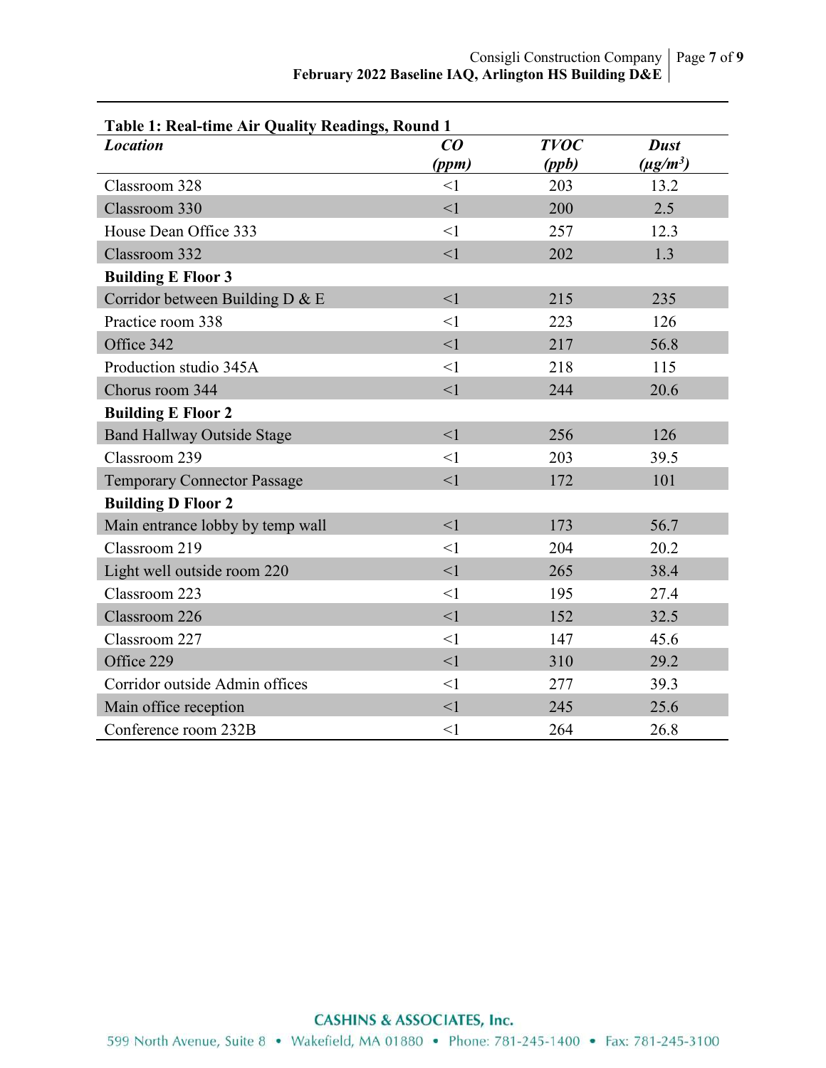**Table 1: Real-time Air Quality Readings, Round 1**

| *Location* | *CO (ppm)* | *TVOC (ppb)* | *Dust ($\mu g/m^3$)* |
|---|---|---|---|
| Classroom 328 | <1 | 203 | 13.2 |
| Classroom 330 | <1 | 200 | 2.5 |
| House Dean Office 333 | <1 | 257 | 12.3 |
| Classroom 332 | <1 | 202 | 1.3 |
| **Building E Floor 3** | | | |
| Corridor between Building D & E | <1 | 215 | 235 |
| Practice room 338 | <1 | 223 | 126 |
| Office 342 | <1 | 217 | 56.8 |
| Production studio 345A | <1 | 218 | 115 |
| Chorus room 344 | <1 | 244 | 20.6 |
| **Building E Floor 2** | | | |
| Band Hallway Outside Stage | <1 | 256 | 126 |
| Classroom 239 | <1 | 203 | 39.5 |
| Temporary Connector Passage | <1 | 172 | 101 |
| **Building D Floor 2** | | | |
| Main entrance lobby by temp wall | <1 | 173 | 56.7 |
| Classroom 219 | <1 | 204 | 20.2 |
| Light well outside room 220 | <1 | 265 | 38.4 |
| Classroom 223 | <1 | 195 | 27.4 |
| Classroom 226 | <1 | 152 | 32.5 |
| Classroom 227 | <1 | 147 | 45.6 |
| Office 229 | <1 | 310 | 29.2 |
| Corridor outside Admin offices | <1 | 277 | 39.3 |
| Main office reception | <1 | 245 | 25.6 |
| Conference room 232B | <1 | 264 | 26.8 |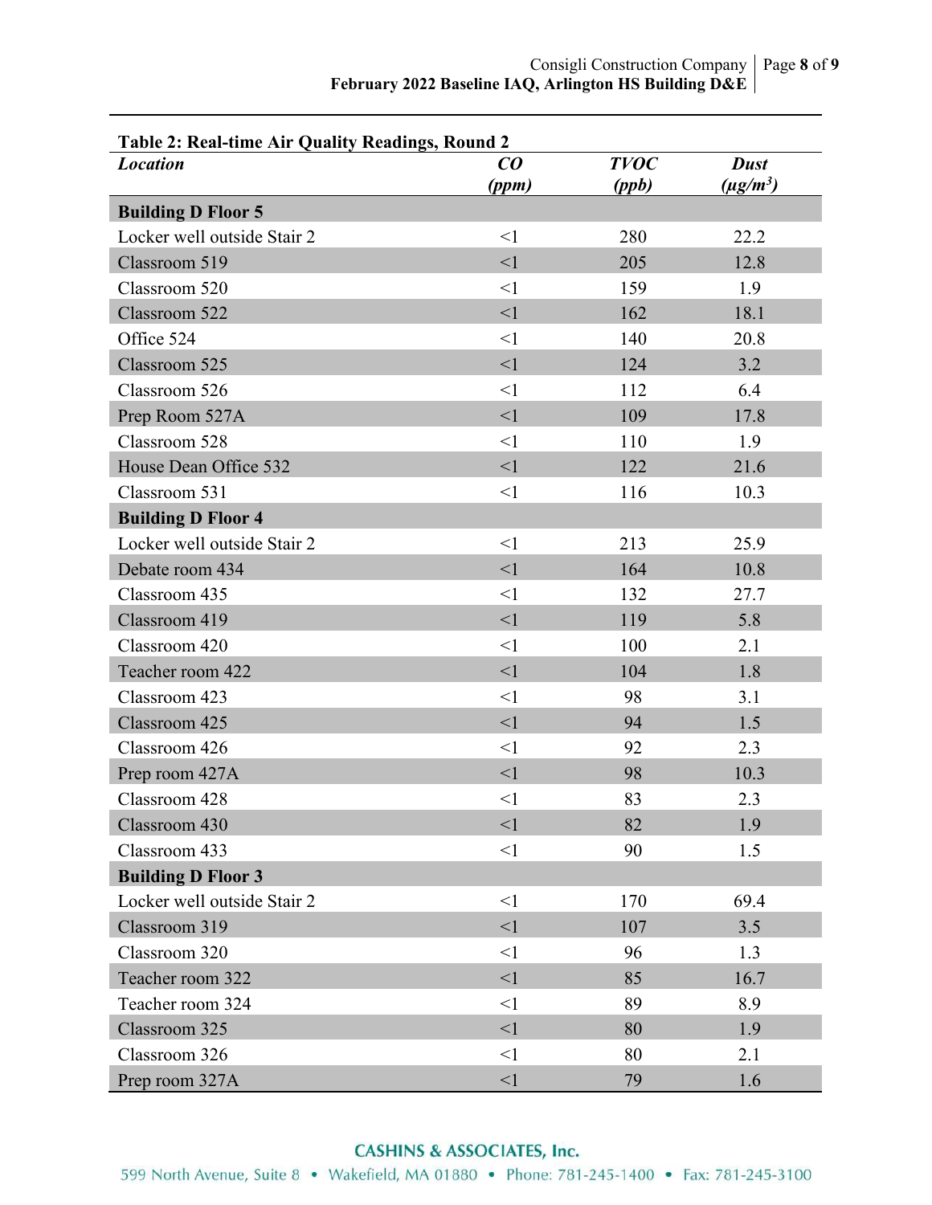**Table 2: Real-time Air Quality Readings, Round 2**

| *Location* | *CO (ppm)* | *TVOC (ppb)* | *Dust (μg/m³)* |
|---|---|---|---|
| **Building D Floor 5** | | | |
| Locker well outside Stair 2 | <1 | 280 | 22.2 |
| Classroom 519 | <1 | 205 | 12.8 |
| Classroom 520 | <1 | 159 | 1.9 |
| Classroom 522 | <1 | 162 | 18.1 |
| Office 524 | <1 | 140 | 20.8 |
| Classroom 525 | <1 | 124 | 3.2 |
| Classroom 526 | <1 | 112 | 6.4 |
| Prep Room 527A | <1 | 109 | 17.8 |
| Classroom 528 | <1 | 110 | 1.9 |
| House Dean Office 532 | <1 | 122 | 21.6 |
| Classroom 531 | <1 | 116 | 10.3 |
| **Building D Floor 4** | | | |
| Locker well outside Stair 2 | <1 | 213 | 25.9 |
| Debate room 434 | <1 | 164 | 10.8 |
| Classroom 435 | <1 | 132 | 27.7 |
| Classroom 419 | <1 | 119 | 5.8 |
| Classroom 420 | <1 | 100 | 2.1 |
| Teacher room 422 | <1 | 104 | 1.8 |
| Classroom 423 | <1 | 98 | 3.1 |
| Classroom 425 | <1 | 94 | 1.5 |
| Classroom 426 | <1 | 92 | 2.3 |
| Prep room 427A | <1 | 98 | 10.3 |
| Classroom 428 | <1 | 83 | 2.3 |
| Classroom 430 | <1 | 82 | 1.9 |
| Classroom 433 | <1 | 90 | 1.5 |
| **Building D Floor 3** | | | |
| Locker well outside Stair 2 | <1 | 170 | 69.4 |
| Classroom 319 | <1 | 107 | 3.5 |
| Classroom 320 | <1 | 96 | 1.3 |
| Teacher room 322 | <1 | 85 | 16.7 |
| Teacher room 324 | <1 | 89 | 8.9 |
| Classroom 325 | <1 | 80 | 1.9 |
| Classroom 326 | <1 | 80 | 2.1 |
| Prep room 327A | <1 | 79 | 1.6 |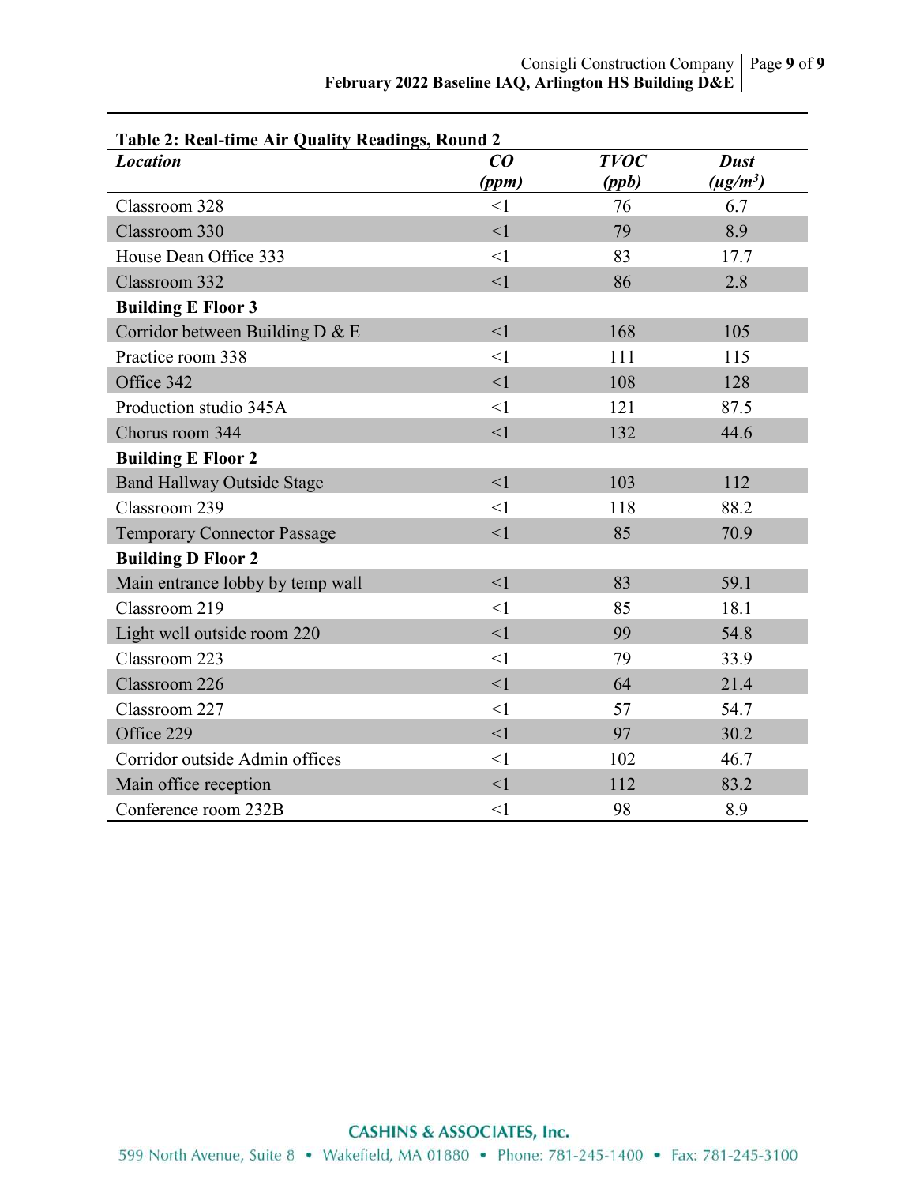**Table 2: Real-time Air Quality Readings, Round 2**

| *Location* | *CO (ppm)* | *TVOC (ppb)* | *Dust ($\mu g/m^3$)* |
|---|---|---|---|
| Classroom 328 | <1 | 76 | 6.7 |
| Classroom 330 | <1 | 79 | 8.9 |
| House Dean Office 333 | <1 | 83 | 17.7 |
| Classroom 332 | <1 | 86 | 2.8 |
| **Building E Floor 3** | | | |
| Corridor between Building D & E | <1 | 168 | 105 |
| Practice room 338 | <1 | 111 | 115 |
| Office 342 | <1 | 108 | 128 |
| Production studio 345A | <1 | 121 | 87.5 |
| Chorus room 344 | <1 | 132 | 44.6 |
| **Building E Floor 2** | | | |
| Band Hallway Outside Stage | <1 | 103 | 112 |
| Classroom 239 | <1 | 118 | 88.2 |
| Temporary Connector Passage | <1 | 85 | 70.9 |
| **Building D Floor 2** | | | |
| Main entrance lobby by temp wall | <1 | 83 | 59.1 |
| Classroom 219 | <1 | 85 | 18.1 |
| Light well outside room 220 | <1 | 99 | 54.8 |
| Classroom 223 | <1 | 79 | 33.9 |
| Classroom 226 | <1 | 64 | 21.4 |
| Classroom 227 | <1 | 57 | 54.7 |
| Office 229 | <1 | 97 | 30.2 |
| Corridor outside Admin offices | <1 | 102 | 46.7 |
| Main office reception | <1 | 112 | 83.2 |
| Conference room 232B | <1 | 98 | 8.9 |